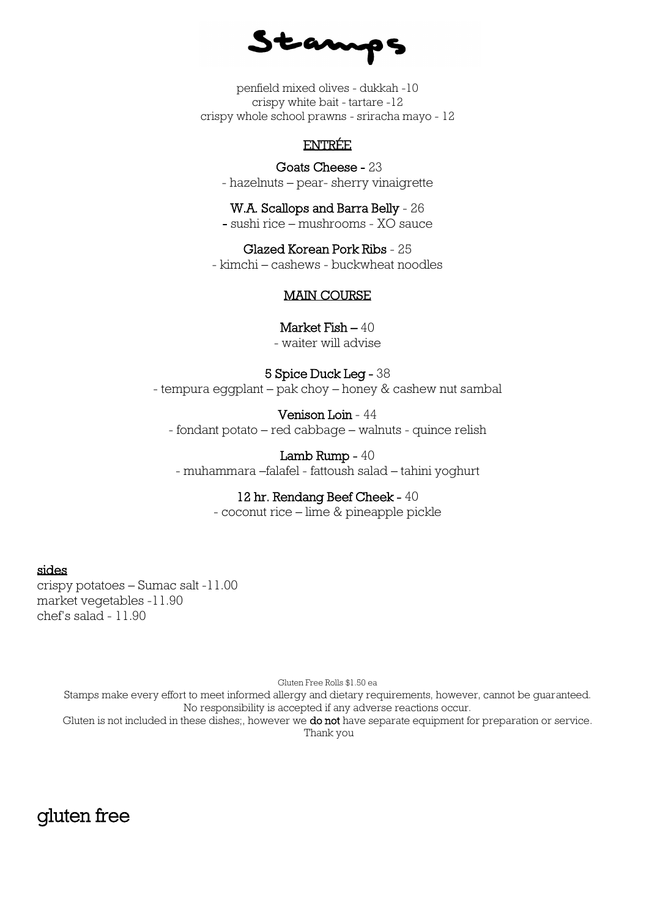# Stamps

penfield mixed olives - dukkah -10
crispy white bait - tartare -12
crispy whole school prawns - sriracha mayo - 12

## ENTRÉE

**Goats Cheese -** 23
- hazelnuts – pear- sherry vinaigrette

**W.A. Scallops and Barra Belly** - 26
- sushi rice – mushrooms - XO sauce

**Glazed Korean Pork Ribs** - 25
- kimchi – cashews - buckwheat noodles

## MAIN COURSE

**Market Fish –** 40
- waiter will advise

**5 Spice Duck Leg -** 38
- tempura eggplant – pak choy – honey & cashew nut sambal

**Venison Loin** - 44
- fondant potato – red cabbage – walnuts - quince relish

**Lamb Rump -** 40
- muhammara –falafel - fattoush salad – tahini yoghurt

**12 hr. Rendang Beef Cheek -** 40
- coconut rice – lime & pineapple pickle

## sides

crispy potatoes – Sumac salt -11.00
market vegetables -11.90
chef's salad - 11.90

Gluten Free Rolls $1.50 ea

Stamps make every effort to meet informed allergy and dietary requirements, however, cannot be guaranteed.
No responsibility is accepted if any adverse reactions occur.
Gluten is not included in these dishes;, however we **do not** have separate equipment for preparation or service.
Thank you

# gluten free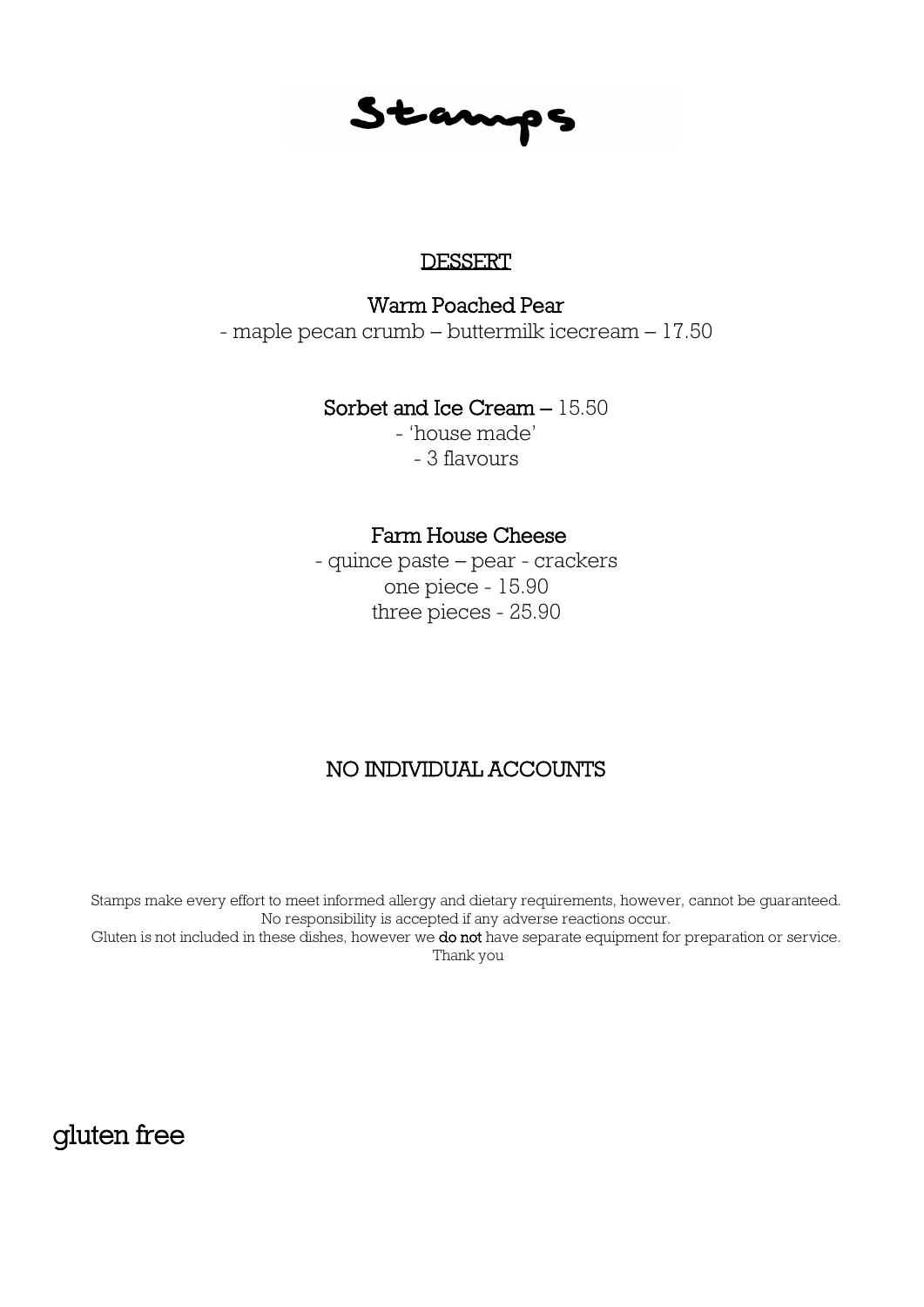# Stamps

## DESSERT

**Warm Poached Pear**
- maple pecan crumb – buttermilk icecream – 17.50

**Sorbet and Ice Cream** – 15.50
- 'house made'
- 3 flavours

**Farm House Cheese**
- quince paste – pear - crackers

one piece - 15.90

three pieces - 25.90

NO INDIVIDUAL ACCOUNTS

Stamps make every effort to meet informed allergy and dietary requirements, however, cannot be guaranteed. No responsibility is accepted if any adverse reactions occur.

Gluten is not included in these dishes, however we **do not** have separate equipment for preparation or service.

Thank you

gluten free